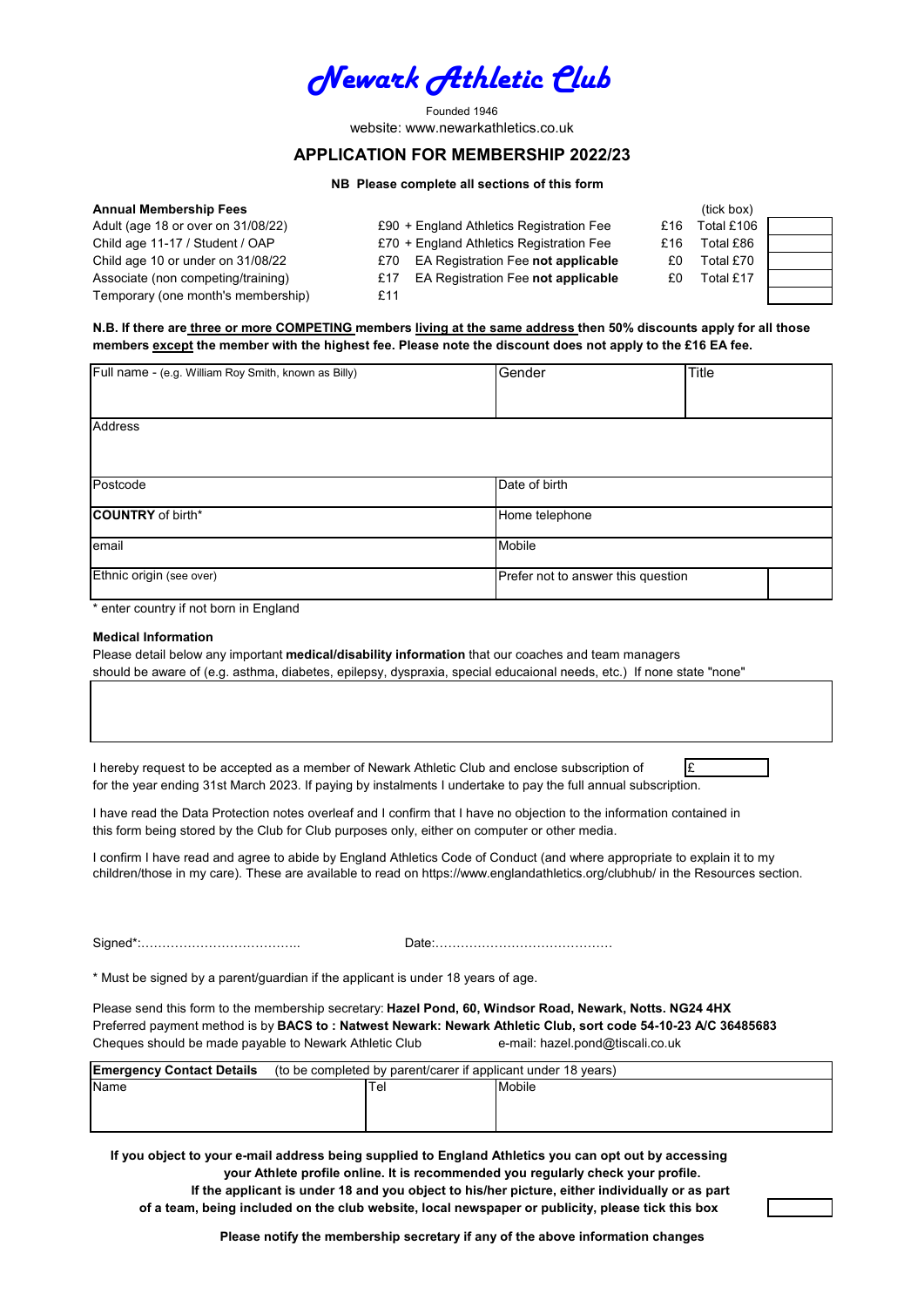# *Newark Athletic Club*

Founded 1946

website: www.newarkathletics.co.uk

## APPLICATION FOR MEMBERSHIP 2022/23

**NB Please complete all sections of this form**

| **Annual Membership Fees** | | | | (tick box) |
|---|---|---|---|---|
| Adult (age 18 or over on 31/08/22) | £90 + England Athletics Registration Fee | £16 | Total £106 | |
| Child age 11-17 / Student / OAP | £70 + England Athletics Registration Fee | £16 | Total £86 | |
| Child age 10 or under on 31/08/22 | £70 EA Registration Fee **not applicable** | £0 | Total £70 | |
| Associate (non competing/training) | £17 EA Registration Fee **not applicable** | £0 | Total £17 | |
| Temporary (one month's membership) | £11 | | | |

**N.B. If there are <u>three or more COMPETING</u> members <u>living at the same address</u> then 50% discounts apply for all those members <u>except</u> the member with the highest fee. Please note the discount does not apply to the £16 EA fee.**

| Full name - (e.g. William Roy Smith, known as Billy) | Gender | Title |
|---|---|---|
| Address | | |
| Postcode | Date of birth | |
| **COUNTRY** of birth* | Home telephone | |
| email | Mobile | |
| Ethnic origin (see over) | Prefer not to answer this question | |

\* enter country if not born in England

**Medical Information**

Please detail below any important **medical/disability information** that our coaches and team managers should be aware of (e.g. asthma, diabetes, epilepsy, dyspraxia, special educaional needs, etc.) If none state "none"

I hereby request to be accepted as a member of Newark Athletic Club and enclose subscription of £ ________ for the year ending 31st March 2023. If paying by instalments I undertake to pay the full annual subscription.

I have read the Data Protection notes overleaf and I confirm that I have no objection to the information contained in this form being stored by the Club for Club purposes only, either on computer or other media.

I confirm I have read and agree to abide by England Athletics Code of Conduct (and where appropriate to explain it to my children/those in my care). These are available to read on https://www.englandathletics.org/clubhub/ in the Resources section.

Signed*:……………………………….. Date:……………………………………

\* Must be signed by a parent/guardian if the applicant is under 18 years of age.

Please send this form to the membership secretary: **Hazel Pond, 60, Windsor Road, Newark, Notts. NG24 4HX**
Preferred payment method is by **BACS to : Natwest Newark: Newark Athletic Club, sort code 54-10-23 A/C 36485683**
Cheques should be made payable to Newark Athletic Club e-mail: hazel.pond@tiscali.co.uk

| **Emergency Contact Details** (to be completed by parent/carer if applicant under 18 years) | | |
|---|---|---|
| Name | Tel | Mobile |

**If you object to your e-mail address being supplied to England Athletics you can opt out by accessing your Athlete profile online. It is recommended you regularly check your profile.**
**If the applicant is under 18 and you object to his/her picture, either individually or as part of a team, being included on the club website, local newspaper or publicity, please tick this box**

**Please notify the membership secretary if any of the above information changes**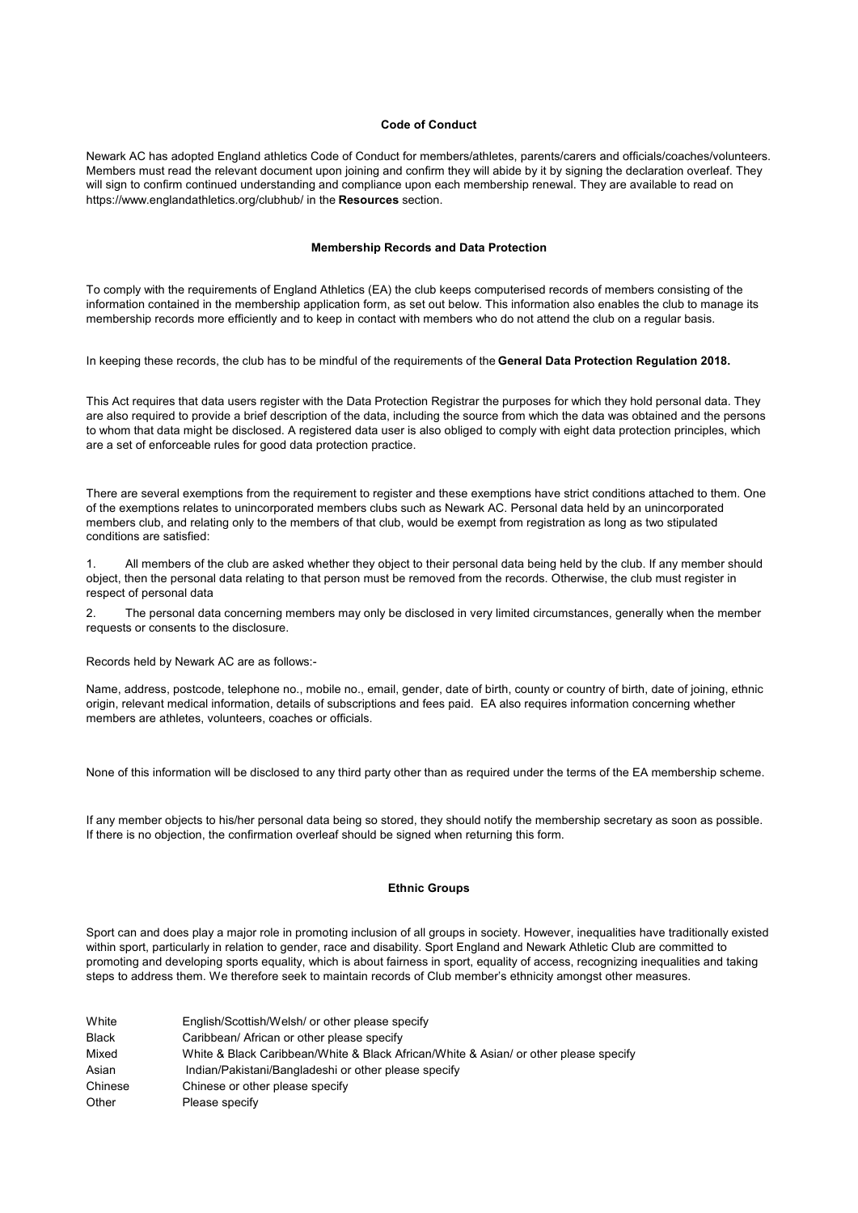## Code of Conduct

Newark AC has adopted England athletics Code of Conduct for members/athletes, parents/carers and officials/coaches/volunteers. Members must read the relevant document upon joining and confirm they will abide by it by signing the declaration overleaf. They will sign to confirm continued understanding and compliance upon each membership renewal. They are available to read on https://www.englandathletics.org/clubhub/ in the **Resources** section.

## Membership Records and Data Protection

To comply with the requirements of England Athletics (EA) the club keeps computerised records of members consisting of the information contained in the membership application form, as set out below. This information also enables the club to manage its membership records more efficiently and to keep in contact with members who do not attend the club on a regular basis.

In keeping these records, the club has to be mindful of the requirements of the **General Data Protection Regulation 2018.**

This Act requires that data users register with the Data Protection Registrar the purposes for which they hold personal data. They are also required to provide a brief description of the data, including the source from which the data was obtained and the persons to whom that data might be disclosed. A registered data user is also obliged to comply with eight data protection principles, which are a set of enforceable rules for good data protection practice.

There are several exemptions from the requirement to register and these exemptions have strict conditions attached to them. One of the exemptions relates to unincorporated members clubs such as Newark AC. Personal data held by an unincorporated members club, and relating only to the members of that club, would be exempt from registration as long as two stipulated conditions are satisfied:

1. All members of the club are asked whether they object to their personal data being held by the club. If any member should object, then the personal data relating to that person must be removed from the records. Otherwise, the club must register in respect of personal data
2. The personal data concerning members may only be disclosed in very limited circumstances, generally when the member requests or consents to the disclosure.

Records held by Newark AC are as follows:-

Name, address, postcode, telephone no., mobile no., email, gender, date of birth, county or country of birth, date of joining, ethnic origin, relevant medical information, details of subscriptions and fees paid. EA also requires information concerning whether members are athletes, volunteers, coaches or officials.

None of this information will be disclosed to any third party other than as required under the terms of the EA membership scheme.

If any member objects to his/her personal data being so stored, they should notify the membership secretary as soon as possible. If there is no objection, the confirmation overleaf should be signed when returning this form.

## Ethnic Groups

Sport can and does play a major role in promoting inclusion of all groups in society. However, inequalities have traditionally existed within sport, particularly in relation to gender, race and disability. Sport England and Newark Athletic Club are committed to promoting and developing sports equality, which is about fairness in sport, equality of access, recognizing inequalities and taking steps to address them. We therefore seek to maintain records of Club member's ethnicity amongst other measures.

| | |
|---|---|
| White | English/Scottish/Welsh/ or other please specify |
| Black | Caribbean/ African or other please specify |
| Mixed | White & Black Caribbean/White & Black African/White & Asian/ or other please specify |
| Asian | Indian/Pakistani/Bangladeshi or other please specify |
| Chinese | Chinese or other please specify |
| Other | Please specify |